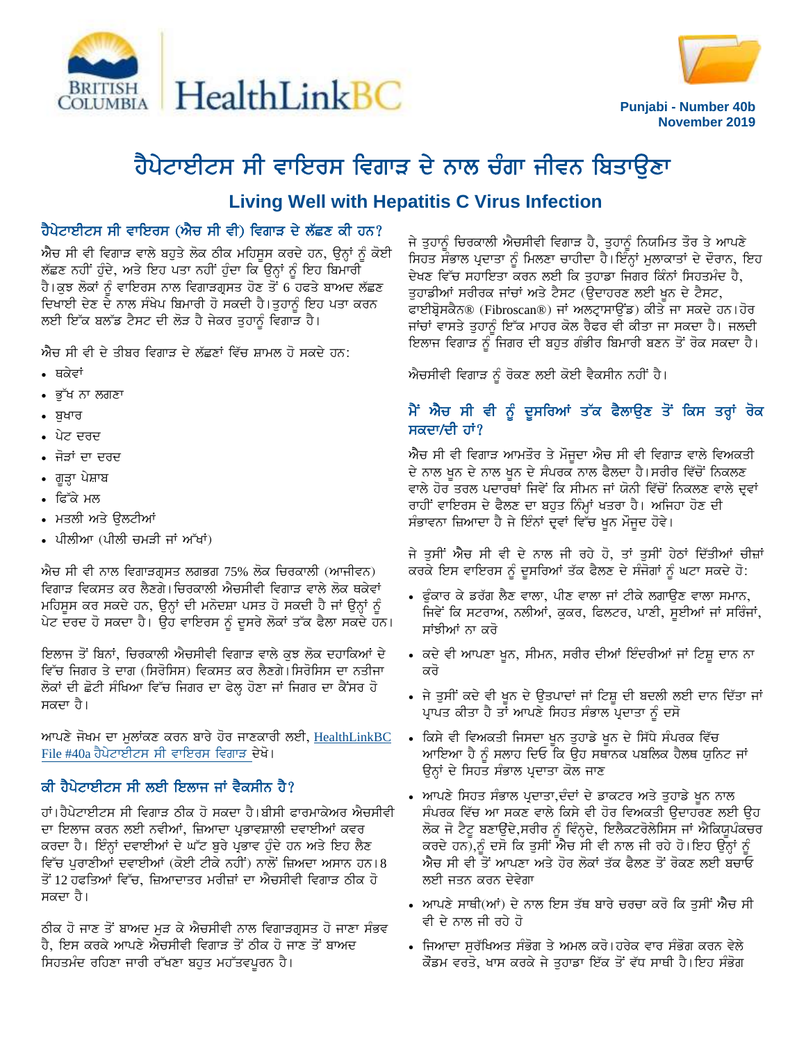Punjabi - Number 40b
November 2019

# ਹੈਪੇਟਾਈਟਸ ਸੀ ਵਾਇਰਸ ਵਿਗਾੜ ਦੇ ਨਾਲ ਚੰਗਾ ਜੀਵਨ ਬਿਤਾਉਣਾ

## Living Well with Hepatitis C Virus Infection

### ਹੈਪੇਟਾਈਟਸ ਸੀ ਵਾਇਰਸ (ਐਚ ਸੀ ਵੀ) ਵਿਗਾੜ ਦੇ ਲੱਛਣ ਕੀ ਹਨ?

ਐਚ ਸੀ ਵੀ ਵਿਗਾੜ ਵਾਲੇ ਬਹੁਤੇ ਲੋਕ ਠੀਕ ਮਹਿਸੂਸ ਕਰਦੇ ਹਨ, ਉਨ੍ਹਾਂ ਨੂੰ ਕੋਈ ਲੱਛਣ ਨਹੀਂ ਹੁੰਦੇ, ਅਤੇ ਇਹ ਪਤਾ ਨਹੀਂ ਹੁੰਦਾ ਕਿ ਉਨ੍ਹਾਂ ਨੂੰ ਇਹ ਬਿਮਾਰੀ ਹੈ। ਕੁਝ ਲੋਕਾਂ ਨੂੰ ਵਾਇਰਸ ਨਾਲ ਵਿਗਾੜਗ੍ਰਸਤ ਹੋਣ ਤੋਂ 6 ਹਫਤੇ ਬਾਅਦ ਲੱਛਣ ਦਿਖਾਈ ਦੇਣ ਦੇ ਨਾਲ ਸੰਖੇਪ ਬਿਮਾਰੀ ਹੋ ਸਕਦੀ ਹੈ। ਤੁਹਾਨੂੰ ਇਹ ਪਤਾ ਕਰਨ ਲਈ ਇੱਕ ਬਲੱਡ ਟੈਸਟ ਦੀ ਲੋੜ ਹੈ ਜੇਕਰ ਤੁਹਾਨੂੰ ਵਿਗਾੜ ਹੈ।

ਐਚ ਸੀ ਵੀ ਦੇ ਤੀਬਰ ਵਿਗਾੜ ਦੇ ਲੱਛਣਾਂ ਵਿੱਚ ਸ਼ਾਮਲ ਹੋ ਸਕਦੇ ਹਨ:

- ਥਕੇਵਾਂ
- ਭੁੱਖ ਨਾ ਲਗਣਾ
- ਬੁਖਾਰ
- ਪੇਟ ਦਰਦ
- ਜੋੜਾਂ ਦਾ ਦਰਦ
- ਗੂੜ੍ਹਾ ਪੇਸ਼ਾਬ
- ਫਿੱਕੇ ਮਲ
- ਮਤਲੀ ਅਤੇ ਉਲਟੀਆਂ
- ਪੀਲੀਆ (ਪੀਲੀ ਚਮੜੀ ਜਾਂ ਅੱਖਾਂ)

ਐਚ ਸੀ ਵੀ ਨਾਲ ਵਿਗਾੜਗ੍ਰਸਤ ਲਗਭਗ 75% ਲੋਕ ਚਿਰਕਾਲੀ (ਆਜੀਵਨ) ਵਿਗਾੜ ਵਿਕਸਤ ਕਰ ਲੈਣਗੇ। ਚਿਰਕਾਲੀ ਐਚਸੀਵੀ ਵਿਗਾੜ ਵਾਲੇ ਲੋਕ ਥਕੇਵਾਂ ਮਹਿਸੂਸ ਕਰ ਸਕਦੇ ਹਨ, ਉਨ੍ਹਾਂ ਦੀ ਮਨੋਦਸ਼ਾ ਪਸਤ ਹੋ ਸਕਦੀ ਹੈ ਜਾਂ ਉਨ੍ਹਾਂ ਨੂੰ ਪੇਟ ਦਰਦ ਹੋ ਸਕਦਾ ਹੈ। ਉਹ ਵਾਇਰਸ ਨੂੰ ਦੂਸਰੇ ਲੋਕਾਂ ਤੱਕ ਫੈਲਾ ਸਕਦੇ ਹਨ।

ਇਲਾਜ ਤੋਂ ਬਿਨਾਂ, ਚਿਰਕਾਲੀ ਐਚਸੀਵੀ ਵਿਗਾੜ ਵਾਲੇ ਕੁਝ ਲੋਕ ਦਹਾਕਿਆਂ ਦੇ ਵਿੱਚ ਜਿਗਰ ਤੇ ਦਾਗ (ਸਿਰੋਸਿਸ) ਵਿਕਸਤ ਕਰ ਲੈਣਗੇ। ਸਿਰੋਸਿਸ ਦਾ ਨਤੀਜਾ ਲੋਕਾਂ ਦੀ ਛੋਟੀ ਸੰਖਿਆ ਵਿੱਚ ਜਿਗਰ ਦਾ ਫੇਲ੍ਹ ਹੋਣਾ ਜਾਂ ਜਿਗਰ ਦਾ ਕੈਂਸਰ ਹੋ ਸਕਦਾ ਹੈ।

ਆਪਣੇ ਜੋਖਮ ਦਾ ਮੁਲਾਂਕਣ ਕਰਨ ਬਾਰੇ ਹੋਰ ਜਾਣਕਾਰੀ ਲਈ, HealthLinkBC File #40a ਹੈਪੇਟਾਈਟਸ ਸੀ ਵਾਇਰਸ ਵਿਗਾੜ ਦੇਖੋ।

### ਕੀ ਹੈਪੇਟਾਈਟਸ ਸੀ ਲਈ ਇਲਾਜ ਜਾਂ ਵੈਕਸੀਨ ਹੈ?

ਹਾਂ। ਹੈਪੇਟਾਈਟਸ ਸੀ ਵਿਗਾੜ ਠੀਕ ਹੋ ਸਕਦਾ ਹੈ। ਬੀਸੀ ਫਾਰਮਾਕੇਅਰ ਐਚਸੀਵੀ ਦਾ ਇਲਾਜ ਕਰਨ ਲਈ ਨਵੀਆਂ, ਜ਼ਿਆਦਾ ਪ੍ਰਭਾਵਸ਼ਾਲੀ ਦਵਾਈਆਂ ਕਵਰ ਕਰਦਾ ਹੈ। ਇੰਨ੍ਹਾਂ ਦਵਾਈਆਂ ਦੇ ਘੱਟ ਬੁਰੇ ਪ੍ਰਭਾਵ ਹੁੰਦੇ ਹਨ ਅਤੇ ਇਹ ਲੈਣ ਵਿੱਚ ਪੁਰਾਣੀਆਂ ਦਵਾਈਆਂ (ਕੋਈ ਟੀਕੇ ਨਹੀਂ) ਨਾਲੋਂ ਜ਼ਿਆਦਾ ਅਸਾਨ ਹਨ। 8 ਤੋਂ 12 ਹਫਤਿਆਂ ਵਿੱਚ, ਜ਼ਿਆਦਾਤਰ ਮਰੀਜ਼ਾਂ ਦਾ ਐਚਸੀਵੀ ਵਿਗਾੜ ਠੀਕ ਹੋ ਸਕਦਾ ਹੈ।

ਠੀਕ ਹੋ ਜਾਣ ਤੋਂ ਬਾਅਦ ਮੁੜ ਕੇ ਐਚਸੀਵੀ ਨਾਲ ਵਿਗਾੜਗ੍ਰਸਤ ਹੋ ਜਾਣਾ ਸੰਭਵ ਹੈ, ਇਸ ਕਰਕੇ ਆਪਣੇ ਐਚਸੀਵੀ ਵਿਗਾੜ ਤੋਂ ਠੀਕ ਹੋ ਜਾਣ ਤੋਂ ਬਾਅਦ ਸਿਹਤਮੰਦ ਰਹਿਣਾ ਜਾਰੀ ਰੱਖਣਾ ਬਹੁਤ ਮਹੱਤਵਪੂਰਨ ਹੈ।

ਜੇ ਤੁਹਾਨੂੰ ਚਿਰਕਾਲੀ ਐਚਸੀਵੀ ਵਿਗਾੜ ਹੈ, ਤੁਹਾਨੂੰ ਨਿਯਮਿਤ ਤੌਰ ਤੇ ਆਪਣੇ ਸਿਹਤ ਸੰਭਾਲ ਪ੍ਰਦਾਤਾ ਨੂੰ ਮਿਲਣਾ ਚਾਹੀਦਾ ਹੈ। ਇੰਨ੍ਹਾਂ ਮੁਲਾਕਾਤਾਂ ਦੇ ਦੌਰਾਨ, ਇਹ ਦੇਖਣ ਵਿੱਚ ਸਹਾਇਤਾ ਕਰਨ ਲਈ ਕਿ ਤੁਹਾਡਾ ਜਿਗਰ ਕਿੰਨਾਂ ਸਿਹਤਮੰਦ ਹੈ, ਤੁਹਾਡੀਆਂ ਸਰੀਰਕ ਜਾਂਚਾਂ ਅਤੇ ਟੈਸਟ (ਉਦਾਹਰਣ ਲਈ ਖੂਨ ਦੇ ਟੈਸਟ, ਫਾਈਬ੍ਰੋਸਕੈਨ® (Fibroscan®) ਜਾਂ ਅਲਟ੍ਰਾਸਾਉਂਡ) ਕੀਤੇ ਜਾ ਸਕਦੇ ਹਨ। ਹੋਰ ਜਾਂਚਾਂ ਵਾਸਤੇ ਤੁਹਾਨੂੰ ਇੱਕ ਮਾਹਰ ਕੋਲ ਰੈਫਰ ਵੀ ਕੀਤਾ ਜਾ ਸਕਦਾ ਹੈ। ਜਲਦੀ ਇਲਾਜ ਵਿਗਾੜ ਨੂੰ ਜਿਗਰ ਦੀ ਬਹੁਤ ਗੰਭੀਰ ਬਿਮਾਰੀ ਬਣਨ ਤੋਂ ਰੋਕ ਸਕਦਾ ਹੈ।

ਐਚਸੀਵੀ ਵਿਗਾੜ ਨੂੰ ਰੋਕਣ ਲਈ ਕੋਈ ਵੈਕਸੀਨ ਨਹੀਂ ਹੈ।

### ਮੈਂ ਐਚ ਸੀ ਵੀ ਨੂੰ ਦੂਸਰਿਆਂ ਤੱਕ ਫੈਲਾਉਣ ਤੋਂ ਕਿਸ ਤਰ੍ਹਾਂ ਰੋਕ ਸਕਦਾ/ਦੀ ਹਾਂ?

ਐਚ ਸੀ ਵੀ ਵਿਗਾੜ ਆਮਤੌਰ ਤੇ ਮੌਜੂਦਾ ਐਚ ਸੀ ਵੀ ਵਿਗਾੜ ਵਾਲੇ ਵਿਅਕਤੀ ਦੇ ਨਾਲ ਖੂਨ ਦੇ ਨਾਲ ਖੂਨ ਦੇ ਸੰਪਰਕ ਨਾਲ ਫੈਲਦਾ ਹੈ। ਸਰੀਰ ਵਿੱਚੋਂ ਨਿਕਲਣ ਵਾਲੇ ਹੋਰ ਤਰਲ ਪਦਾਰਥਾਂ ਜਿਵੇਂ ਕਿ ਸੀਮਨ ਜਾਂ ਯੋਨੀ ਵਿੱਚੋਂ ਨਿਕਲਣ ਵਾਲੇ ਦ੍ਰਵਾਂ ਰਾਹੀਂ ਵਾਇਰਸ ਦੇ ਫੈਲਣ ਦਾ ਬਹੁਤ ਨਿੰਮ੍ਹਾਂ ਖਤਰਾ ਹੈ। ਅਜਿਹਾ ਹੋਣ ਦੀ ਸੰਭਾਵਨਾ ਜ਼ਿਆਦਾ ਹੈ ਜੇ ਇੰਨਾਂ ਦ੍ਰਵਾਂ ਵਿੱਚ ਖੂਨ ਮੌਜੂਦ ਹੋਵੇ।

ਜੇ ਤੁਸੀਂ ਐਚ ਸੀ ਵੀ ਦੇ ਨਾਲ ਜੀ ਰਹੇ ਹੋ, ਤਾਂ ਤੁਸੀਂ ਹੇਠਾਂ ਦਿੱਤੀਆਂ ਚੀਜ਼ਾਂ ਕਰਕੇ ਇਸ ਵਾਇਰਸ ਨੂੰ ਦੂਸਰਿਆਂ ਤੱਕ ਫੈਲਣ ਦੇ ਸੰਜੋਗਾਂ ਨੂੰ ਘਟਾ ਸਕਦੇ ਹੋ:

- ਫੂੰਕਾਰ ਕੇ ਡਰੱਗ ਲੈਣ ਵਾਲਾ, ਪੀਣ ਵਾਲਾ ਜਾਂ ਟੀਕੇ ਲਗਾਉਣ ਵਾਲਾ ਸਮਾਨ, ਜਿਵੇਂ ਕਿ ਸਟਰਾਅ, ਨਲੀਆਂ, ਕੁਕਰ, ਫਿਲਟਰ, ਪਾਣੀ, ਸੂਈਆਂ ਜਾਂ ਸਰਿੰਜਾਂ, ਸਾਂਝੀਆਂ ਨਾ ਕਰੋ
- ਕਦੇ ਵੀ ਆਪਣਾ ਖੂਨ, ਸੀਮਨ, ਸਰੀਰ ਦੀਆਂ ਇੰਦਰੀਆਂ ਜਾਂ ਟਿਸ਼ੂ ਦਾਨ ਨਾ ਕਰੋ
- ਜੇ ਤੁਸੀਂ ਕਦੇ ਵੀ ਖੂਨ ਦੇ ਉਤਪਾਦਾਂ ਜਾਂ ਟਿਸ਼ੂ ਦੀ ਬਦਲੀ ਲਈ ਦਾਨ ਦਿੱਤਾ ਜਾਂ ਪ੍ਰਾਪਤ ਕੀਤਾ ਹੈ ਤਾਂ ਆਪਣੇ ਸਿਹਤ ਸੰਭਾਲ ਪ੍ਰਦਾਤਾ ਨੂੰ ਦੱਸੋ
- ਕਿਸੇ ਵੀ ਵਿਅਕਤੀ ਜਿਸਦਾ ਖੂਨ ਤੁਹਾਡੇ ਖੂਨ ਦੇ ਸਿੱਧੇ ਸੰਪਰਕ ਵਿੱਚ ਆਇਆ ਹੈ ਨੂੰ ਸਲਾਹ ਦਿਓ ਕਿ ਉਹ ਸਥਾਨਕ ਪਬਲਿਕ ਹੈਲਥ ਯੂਨਿਟ ਜਾਂ ਉਨ੍ਹਾਂ ਦੇ ਸਿਹਤ ਸੰਭਾਲ ਪ੍ਰਦਾਤਾ ਕੋਲ ਜਾਣ
- ਆਪਣੇ ਸਿਹਤ ਸੰਭਾਲ ਪ੍ਰਦਾਤਾ,ਦੰਦਾਂ ਦੇ ਡਾਕਟਰ ਅਤੇ ਤੁਹਾਡੇ ਖੂਨ ਨਾਲ ਸੰਪਰਕ ਵਿੱਚ ਆ ਸਕਣ ਵਾਲੇ ਕਿਸੇ ਵੀ ਹੋਰ ਵਿਅਕਤੀ ਉਦਾਹਰਣ ਲਈ ਉਹ ਲੋਕ ਜੋ ਟੈਟੂ ਬਣਾਉਂਦੇ,ਸਰੀਰ ਨੂੰ ਵਿੰਨ੍ਹਦੇ, ਇਲੈਕਟਰੋਲੇਸਿਸ ਜਾਂ ਐਕਿਯੂਪੰਕਚਰ ਕਰਦੇ ਹਨ),ਨੂੰ ਦੱਸੋ ਕਿ ਤੁਸੀਂ ਐਚ ਸੀ ਵੀ ਨਾਲ ਜੀ ਰਹੇ ਹੋ। ਇਹ ਉਨ੍ਹਾਂ ਨੂੰ ਐਚ ਸੀ ਵੀ ਤੋਂ ਆਪਣਾ ਅਤੇ ਹੋਰ ਲੋਕਾਂ ਤੱਕ ਫੈਲਣ ਤੋਂ ਰੋਕਣ ਲਈ ਬਚਾਓ ਲਈ ਜਤਨ ਕਰਨ ਦੇਵੇਗਾ
- ਆਪਣੇ ਸਾਥੀ(ਆਂ) ਦੇ ਨਾਲ ਇਸ ਤੱਥ ਬਾਰੇ ਚਰਚਾ ਕਰੋ ਕਿ ਤੁਸੀਂ ਐਚ ਸੀ ਵੀ ਦੇ ਨਾਲ ਜੀ ਰਹੇ ਹੋ
- ਜਿਆਦਾ ਸੁਰੱਖਿਅਤ ਸੰਭੋਗ ਤੇ ਅਮਲ ਕਰੋ। ਹਰੇਕ ਵਾਰ ਸੰਭੋਗ ਕਰਨ ਵੇਲੇ ਕੌਂਡਮ ਵਰਤੋ, ਖਾਸ ਕਰਕੇ ਜੇ ਤੁਹਾਡਾ ਇੱਕ ਤੋਂ ਵੱਧ ਸਾਥੀ ਹੈ। ਇਹ ਸੰਭੋਗ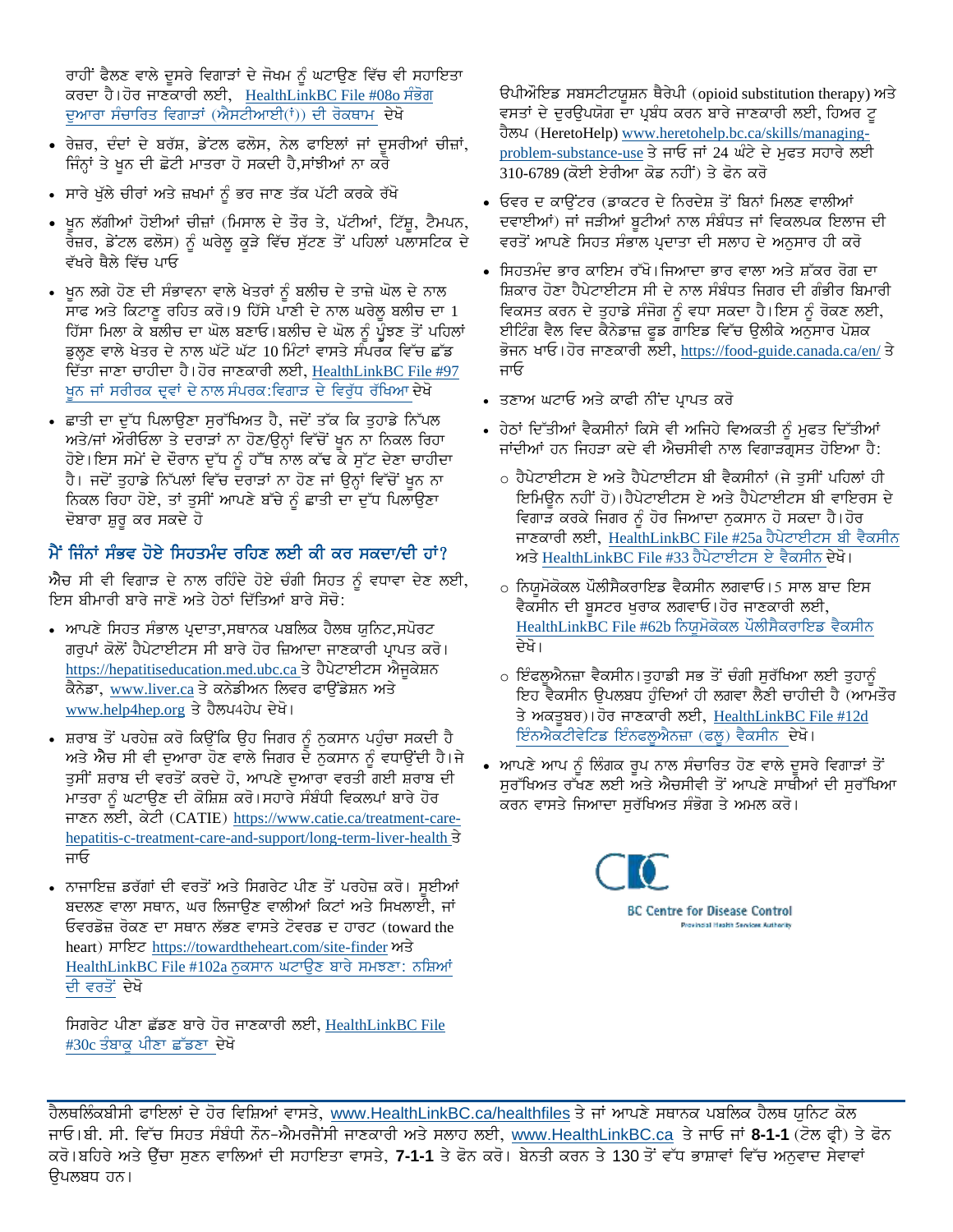ਰਾਹੀਂ ਫੈਲਣ ਵਾਲੇ ਦੂਸਰੇ ਵਿਗਾੜਾਂ ਦੇ ਜੋਖਮ ਨੂੰ ਘਟਾਉਣ ਵਿੱਚ ਵੀ ਸਹਾਇਤਾ ਕਰਦਾ ਹੈ।ਹੋਰ ਜਾਣਕਾਰੀ ਲਈ, HealthLinkBC File #08o ਸੰਭੋਗ ਦੁਆਰਾ ਸੰਚਾਰਿਤ ਵਿਗਾੜਾਂ (ਐਸਟੀਆਈ(ਾਂ)) ਦੀ ਰੋਕਥਾਮ ਦੇਖੋ

- ਰੇਜ਼ਰ, ਦੰਦਾਂ ਦੇ ਬਰੱਸ਼, ਡੈਂਟਲ ਫਲੋਸ, ਨੇਲ ਫਾਇਲਾਂ ਜਾਂ ਦੂਸਰੀਆਂ ਚੀਜ਼ਾਂ, ਜਿੰਨ੍ਹਾਂ ਤੇ ਖੂਨ ਦੀ ਛੋਟੀ ਮਾਤਰਾ ਹੋ ਸਕਦੀ ਹੈ,ਸਾਂਝੀਆਂ ਨਾ ਕਰੋ
- ਸਾਰੇ ਖੁੱਲੇ ਚੀਰਾਂ ਅਤੇ ਜ਼ਖਮਾਂ ਨੂੰ ਭਰ ਜਾਣ ਤੱਕ ਪੱਟੀ ਕਰਕੇ ਰੱਖੋ
- ਖੂਨ ਲੱਗੀਆਂ ਹੋਈਆਂ ਚੀਜ਼ਾਂ (ਮਿਸਾਲ ਦੇ ਤੌਰ ਤੇ, ਪੱਟੀਆਂ, ਟਿੱਸ਼ੂ, ਟੈਮਪਨ, ਰੇਜ਼ਰ, ਡੈਂਟਲ ਫਲੋਸ) ਨੂੰ ਘਰੇਲੂ ਕੂੜੇ ਵਿੱਚ ਸੁੱਟਣ ਤੋਂ ਪਹਿਲਾਂ ਪਲਾਸਟਿਕ ਦੇ ਵੱਖਰੇ ਥੈਲੇ ਵਿੱਚ ਪਾਓ
- ਖੂਨ ਲਗੇ ਹੋਣ ਦੀ ਸੰਭਾਵਨਾ ਵਾਲੇ ਖੇਤਰਾਂ ਨੂੰ ਬਲੀਚ ਦੇ ਤਾਜ਼ੇ ਘੋਲ ਦੇ ਨਾਲ ਸਾਫ ਅਤੇ ਕਿਟਾਣੂ ਰਹਿਤ ਕਰੋ।9 ਹਿੱਸੇ ਪਾਣੀ ਦੇ ਨਾਲ ਘਰੇਲੂ ਬਲੀਚ ਦਾ 1 ਹਿੱਸਾ ਮਿਲਾ ਕੇ ਬਲੀਚ ਦਾ ਘੋਲ ਬਣਾਓ।ਬਲੀਚ ਦੇ ਘੋਲ ਨੂੰ ਪੂੰਝਣ ਤੋਂ ਪਹਿਲਾਂ ਡੁਲ੍ਹਣ ਵਾਲੇ ਖੇਤਰ ਦੇ ਨਾਲ ਘੱਟੋ ਘੱਟ 10 ਮਿੰਟਾਂ ਵਾਸਤੇ ਸੰਪਰਕ ਵਿੱਚ ਛੱਡ ਦਿੱਤਾ ਜਾਣਾ ਚਾਹੀਦਾ ਹੈ।ਹੋਰ ਜਾਣਕਾਰੀ ਲਈ, HealthLinkBC File #97 ਖੂਨ ਜਾਂ ਸਰੀਰਕ ਦ੍ਰਵਾਂ ਦੇ ਨਾਲ ਸੰਪਰਕ:ਵਿਗਾੜ ਦੇ ਵਿਰੁੱਧ ਰੱਖਿਆ ਦੇਖੋ
- ਛਾਤੀ ਦਾ ਦੁੱਧ ਪਿਲਾਉਣਾ ਸੁਰੱਖਿਅਤ ਹੈ, ਜਦੋਂ ਤੱਕ ਕਿ ਤੁਹਾਡੇ ਨਿੱਪਲ ਅਤੇ/ਜਾਂ ਔਰੀਓਲਾ ਤੇ ਦਰਾੜਾਂ ਨਾ ਹੋਣ/ਉਨ੍ਹਾਂ ਵਿੱਚੋਂ ਖੂਨ ਨਾ ਨਿਕਲ ਰਿਹਾ ਹੋਏ।ਇਸ ਸਮੇਂ ਦੇ ਦੌਰਾਨ ਦੁੱਧ ਨੂੰ ਹੱਥ ਨਾਲ ਕੱਢ ਕੇ ਸੁੱਟ ਦੇਣਾ ਚਾਹੀਦਾ ਹੈ। ਜਦੋਂ ਤੁਹਾਡੇ ਨਿੱਪਲਾਂ ਵਿੱਚ ਦਰਾੜਾਂ ਨਾ ਹੋਣ ਜਾਂ ਉਨ੍ਹਾਂ ਵਿੱਚੋਂ ਖੂਨ ਨਾ ਨਿਕਲ ਰਿਹਾ ਹੋਏ, ਤਾਂ ਤੁਸੀਂ ਆਪਣੇ ਬੱਚੇ ਨੂੰ ਛਾਤੀ ਦਾ ਦੁੱਧ ਪਿਲਾਉਣਾ ਦੋਬਾਰਾ ਸ਼ੁਰੂ ਕਰ ਸਕਦੇ ਹੋ

## ਮੈਂ ਜਿੰਨਾਂ ਸੰਭਵ ਹੋਏ ਸਿਹਤਮੰਦ ਰਹਿਣ ਲਈ ਕੀ ਕਰ ਸਕਦਾ/ਦੀ ਹਾਂ?

ਐਚ ਸੀ ਵੀ ਵਿਗਾੜ ਦੇ ਨਾਲ ਰਹਿੰਦੇ ਹੋਏ ਚੰਗੀ ਸਿਹਤ ਨੂੰ ਵਧਾਵਾ ਦੇਣ ਲਈ, ਇਸ ਬੀਮਾਰੀ ਬਾਰੇ ਜਾਣੋ ਅਤੇ ਹੇਠਾਂ ਦਿੱਤਿਆਂ ਬਾਰੇ ਸੋਚੋ:

- ਆਪਣੇ ਸਿਹਤ ਸੰਭਾਲ ਪ੍ਰਦਾਤਾ,ਸਥਾਨਕ ਪਬਲਿਕ ਹੈਲਥ ਯੂਨਿਟ,ਸਪੋਰਟ ਗਰੁਪਾਂ ਕੋਲੋਂ ਹੈਪੇਟਾਈਟਸ ਸੀ ਬਾਰੇ ਹੋਰ ਜ਼ਿਆਦਾ ਜਾਣਕਾਰੀ ਪ੍ਰਾਪਤ ਕਰੋ। https://hepatitiseducation.med.ubc.ca ਤੇ ਹੈਪੇਟਾਈਟਸ ਐਜੂਕੇਸ਼ਨ ਕੈਨੇਡਾ, www.liver.ca ਤੇ ਕਨੇਡੀਅਨ ਲਿਵਰ ਫਾਉਂਡੇਸ਼ਨ ਅਤੇ www.help4hep.org ਤੇ ਹੈਲਪ4ਹੇਪ ਦੇਖੋ।
- ਸ਼ਰਾਬ ਤੋਂ ਪਰਹੇਜ਼ ਕਰੋ ਕਿਉਂਕਿ ਉਹ ਜਿਗਰ ਨੂੰ ਨੁਕਸਾਨ ਪਹੁੰਚਾ ਸਕਦੀ ਹੈ ਅਤੇ ਐਚ ਸੀ ਵੀ ਦੁਆਰਾ ਹੋਣ ਵਾਲੇ ਜਿਗਰ ਦੇ ਨੁਕਸਾਨ ਨੂੰ ਵਧਾਉਂਦੀ ਹੈ।ਜੇ ਤੁਸੀਂ ਸ਼ਰਾਬ ਦੀ ਵਰਤੋਂ ਕਰਦੇ ਹੋ, ਆਪਣੇ ਦੁਆਰਾ ਵਰਤੀ ਗਈ ਸ਼ਰਾਬ ਦੀ ਮਾਤਰਾ ਨੂੰ ਘਟਾਉਣ ਦੀ ਕੋਸ਼ਿਸ਼ ਕਰੋ।ਸਹਾਰੇ ਸੰਬੰਧੀ ਵਿਕਲਪਾਂ ਬਾਰੇ ਹੋਰ ਜਾਣਨ ਲਈ, ਕੇਟੀ (CATIE) https://www.catie.ca/treatment-care-hepatitis-c-treatment-care-and-support/long-term-liver-health ਤੇ ਜਾਓ
- ਨਾਜਾਇਜ਼ ਡਰੱਗਾਂ ਦੀ ਵਰਤੋਂ ਅਤੇ ਸਿਗਰੇਟ ਪੀਣ ਤੋਂ ਪਰਹੇਜ਼ ਕਰੋ। ਸੂਈਆਂ ਬਦਲਣ ਵਾਲਾ ਸਥਾਨ, ਘਰ ਲਿਜਾਉਣ ਵਾਲੀਆਂ ਕਿਟਾਂ ਅਤੇ ਸਿਖਲਾਈ, ਜਾਂ ਓਵਰਡੋਜ਼ ਰੋਕਣ ਦਾ ਸਥਾਨ ਲੱਭਣ ਵਾਸਤੇ ਟੋਵਰਡ ਦ ਹਾਰਟ (toward the heart) ਸਾਇਟ https://towardtheheart.com/site-finder ਅਤੇ HealthLinkBC File #102a ਨੁਕਸਾਨ ਘਟਾਉਣ ਬਾਰੇ ਸਮਝਣਾ: ਨਸ਼ਿਆਂ ਦੀ ਵਰਤੋਂ ਦੇਖੋ

  ਸਿਗਰੇਟ ਪੀਣਾ ਛੱਡਣ ਬਾਰੇ ਹੋਰ ਜਾਣਕਾਰੀ ਲਈ, HealthLinkBC File #30c ਤੰਬਾਕੂ ਪੀਣਾ ਛੱਡਣਾ ਦੇਖੋ

  ਓਪੀਔਇਡ ਸਬਸਟੀਟਯੂਸ਼ਨ ਥੈਰੇਪੀ (opioid substitution therapy) ਅਤੇ ਵਸਤਾਂ ਦੇ ਦੁਰਉਪਯੋਗ ਦਾ ਪ੍ਰਬੰਧ ਕਰਨ ਬਾਰੇ ਜਾਣਕਾਰੀ ਲਈ, ਹਿਅਰ ਟੂ ਹੈਲਪ (HeretoHelp) www.heretohelp.bc.ca/skills/managing-problem-substance-use ਤੇ ਜਾਓ ਜਾਂ 24 ਘੰਟੇ ਦੇ ਮੁਫਤ ਸਹਾਰੇ ਲਈ 310-6789 (ਕੋਈ ਏਰੀਆ ਕੋਡ ਨਹੀਂ) ਤੇ ਫੋਨ ਕਰੋ
- ਓਵਰ ਦ ਕਾਉਂਟਰ (ਡਾਕਟਰ ਦੇ ਨਿਰਦੇਸ਼ ਤੋਂ ਬਿਨਾਂ ਮਿਲਣ ਵਾਲੀਆਂ ਦਵਾਈਆਂ) ਜਾਂ ਜੜੀਆਂ ਬੂਟੀਆਂ ਨਾਲ ਸੰਬੰਧਤ ਜਾਂ ਵਿਕਲਪਕ ਇਲਾਜ ਦੀ ਵਰਤੋਂ ਆਪਣੇ ਸਿਹਤ ਸੰਭਾਲ ਪ੍ਰਦਾਤਾ ਦੀ ਸਲਾਹ ਦੇ ਅਨੁਸਾਰ ਹੀ ਕਰੋ
- ਸਿਹਤਮੰਦ ਭਾਰ ਕਾਇਮ ਰੱਖੋ।ਜਿਆਦਾ ਭਾਰ ਵਾਲਾ ਅਤੇ ਸ਼ੱਕਰ ਰੋਗ ਦਾ ਸ਼ਿਕਾਰ ਹੋਣਾ ਹੈਪੇਟਾਈਟਸ ਸੀ ਦੇ ਨਾਲ ਸੰਬੰਧਤ ਜਿਗਰ ਦੀ ਗੰਭੀਰ ਬਿਮਾਰੀ ਵਿਕਸਤ ਕਰਨ ਦੇ ਤੁਹਾਡੇ ਸੰਜੋਗ ਨੂੰ ਵਧਾ ਸਕਦਾ ਹੈ।ਇਸ ਨੂੰ ਰੋਕਣ ਲਈ, ਈਟਿੰਗ ਵੈਲ ਵਿਦ ਕੈਨੇਡਾਜ਼ ਫੂਡ ਗਾਇਡ ਵਿੱਚ ਉਲੀਕੇ ਅਨੁਸਾਰ ਪੋਸ਼ਕ ਭੋਜਨ ਖਾਓ।ਹੋਰ ਜਾਣਕਾਰੀ ਲਈ, https://food-guide.canada.ca/en/ ਤੇ ਜਾਓ
- ਤਣਾਅ ਘਟਾਓ ਅਤੇ ਕਾਫੀ ਨੀਂਦ ਪ੍ਰਾਪਤ ਕਰੋ
- ਹੇਠਾਂ ਦਿੱਤੀਆਂ ਵੈਕਸੀਨਾਂ ਕਿਸੇ ਵੀ ਅਜਿਹੇ ਵਿਅਕਤੀ ਨੂੰ ਮੁਫਤ ਦਿੱਤੀਆਂ ਜਾਂਦੀਆਂ ਹਨ ਜਿਹੜਾ ਕਦੇ ਵੀ ਐਚਸੀਵੀ ਨਾਲ ਵਿਗਾੜਗ੍ਰਸਤ ਹੋਇਆ ਹੈ:
  - ਹੈਪੇਟਾਈਟਸ ਏ ਅਤੇ ਹੈਪੇਟਾਈਟਸ ਬੀ ਵੈਕਸੀਨਾਂ (ਜੇ ਤੁਸੀਂ ਪਹਿਲਾਂ ਹੀ ਇਮਿਊਨ ਨਹੀਂ ਹੋ)।ਹੈਪੇਟਾਈਟਸ ਏ ਅਤੇ ਹੈਪੇਟਾਈਟਸ ਬੀ ਵਾਇਰਸ ਦੇ ਵਿਗਾੜ ਕਰਕੇ ਜਿਗਰ ਨੂੰ ਹੋਰ ਜਿਆਦਾ ਨੁਕਸਾਨ ਹੋ ਸਕਦਾ ਹੈ।ਹੋਰ ਜਾਣਕਾਰੀ ਲਈ, HealthLinkBC File #25a ਹੈਪੇਟਾਈਟਸ ਬੀ ਵੈਕਸੀਨ ਅਤੇ HealthLinkBC File #33 ਹੈਪੇਟਾਈਟਸ ਏ ਵੈਕਸੀਨ ਦੇਖੋ।
  - ਨਿਯੂਮੋਕੋਕਲ ਪੌਲੀਸੈਕਰਾਇਡ ਵੈਕਸੀਨ ਲਗਵਾਓ।5 ਸਾਲ ਬਾਦ ਇਸ ਵੈਕਸੀਨ ਦੀ ਬੂਸਟਰ ਖੁਰਾਕ ਲਗਵਾਓ।ਹੋਰ ਜਾਣਕਾਰੀ ਲਈ, HealthLinkBC File #62b ਨਿਯੂਮੋਕੋਕਲ ਪੌਲੀਸੈਕਰਾਇਡ ਵੈਕਸੀਨ ਦੇਖੋ।
  - ਇੰਫਲੂਐਨਜ਼ਾ ਵੈਕਸੀਨ।ਤੁਹਾਡੀ ਸਭ ਤੋਂ ਚੰਗੀ ਸੁਰੱਖਿਆ ਲਈ ਤੁਹਾਨੂੰ ਇਹ ਵੈਕਸੀਨ ਉਪਲਬਧ ਹੁੰਦਿਆਂ ਹੀ ਲਗਵਾ ਲੈਣੀ ਚਾਹੀਦੀ ਹੈ (ਆਮਤੌਰ ਤੇ ਅਕਤੂਬਰ)।ਹੋਰ ਜਾਣਕਾਰੀ ਲਈ, HealthLinkBC File #12d ਇੰਨਐਕਟੀਵੇਟਿਡ ਇੰਨਫਲੂਐਨਜ਼ਾ (ਫਲੂ) ਵੈਕਸੀਨ ਦੇਖੋ।
- ਆਪਣੇ ਆਪ ਨੂੰ ਲਿੰਗਕ ਰੂਪ ਨਾਲ ਸੰਚਾਰਿਤ ਹੋਣ ਵਾਲੇ ਦੂਸਰੇ ਵਿਗਾੜਾਂ ਤੋਂ ਸੁਰੱਖਿਅਤ ਰੱਖਣ ਲਈ ਅਤੇ ਐਚਸੀਵੀ ਤੋਂ ਆਪਣੇ ਸਾਥੀਆਂ ਦੀ ਸੁਰੱਖਿਆ ਕਰਨ ਵਾਸਤੇ ਜਿਆਦਾ ਸੁਰੱਖਿਅਤ ਸੰਭੋਗ ਤੇ ਅਮਲ ਕਰੋ।

BC Centre for Disease Control
Provincial Health Services Authority

ਹੈਲਥਲਿੰਕਬੀਸੀ ਫਾਇਲਾਂ ਦੇ ਹੋਰ ਵਿਸ਼ਿਆਂ ਵਾਸਤੇ, www.HealthLinkBC.ca/healthfiles ਤੇ ਜਾਂ ਆਪਣੇ ਸਥਾਨਕ ਪਬਲਿਕ ਹੈਲਥ ਯੂਨਿਟ ਕੋਲ ਜਾਓ।ਬੀ. ਸੀ. ਵਿੱਚ ਸਿਹਤ ਸੰਬੰਧੀ ਨੌਨ-ਐਮਰਜੈਂਸੀ ਜਾਣਕਾਰੀ ਅਤੇ ਸਲਾਹ ਲਈ, www.HealthLinkBC.ca ਤੇ ਜਾਓ ਜਾਂ **8-1-1** (ਟੋਲ ਫ੍ਰੀ) ਤੇ ਫੋਨ ਕਰੋ।ਬਹਿਰੇ ਅਤੇ ਉੱਚਾ ਸੁਣਨ ਵਾਲਿਆਂ ਦੀ ਸਹਾਇਤਾ ਵਾਸਤੇ, **7-1-1** ਤੇ ਫੋਨ ਕਰੋ। ਬੇਨਤੀ ਕਰਨ ਤੇ 130 ਤੋਂ ਵੱਧ ਭਾਸ਼ਾਵਾਂ ਵਿੱਚ ਅਨੁਵਾਦ ਸੇਵਾਵਾਂ ਉਪਲਬਧ ਹਨ।